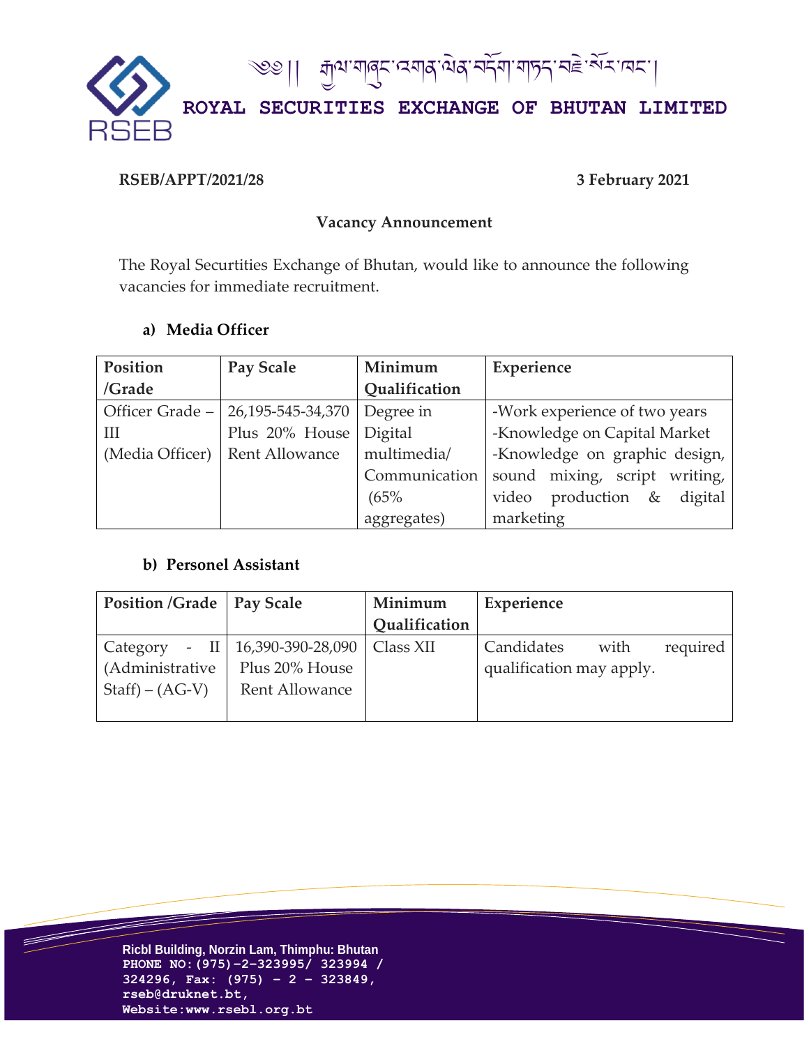༄༅།། རྒྱལ་གཞུང་འགན་ཡིན་བདོག་གཏད་བརྗེ་སོར་ཁང་།

**ROYAL SECURITIES EXCHANGE OF BHUTAN LIMITED**

**RSEB/APPT/2021/28** **3 February 2021**

**Vacancy Announcement**

The Royal Securtities Exchange of Bhutan, would like to announce the following vacancies for immediate recruitment.

**a) Media Officer**

| Position /Grade | Pay Scale | Minimum Qualification | Experience |
|---|---|---|---|
| Officer Grade – III (Media Officer) | 26,195-545-34,370 Plus 20% House Rent Allowance | Degree in Digital multimedia/ Communication (65% aggregates) | -Work experience of two years<br>-Knowledge on Capital Market<br>-Knowledge on graphic design, sound mixing, script writing, video production & digital marketing |

**b) Personel Assistant**

| Position /Grade | Pay Scale | Minimum Qualification | Experience |
|---|---|---|---|
| Category - II (Administrative Staff) – (AG-V) | 16,390-390-28,090 Plus 20% House Rent Allowance | Class XII | Candidates with required qualification may apply. |

Ricbl Building, Norzin Lam, Thimphu: Bhutan
PHONE NO:(975)-2-323995/ 323994 / 324296, Fax: (975) - 2 - 323849,
rseb@druknet.bt,
Website:www.rsebl.org.bt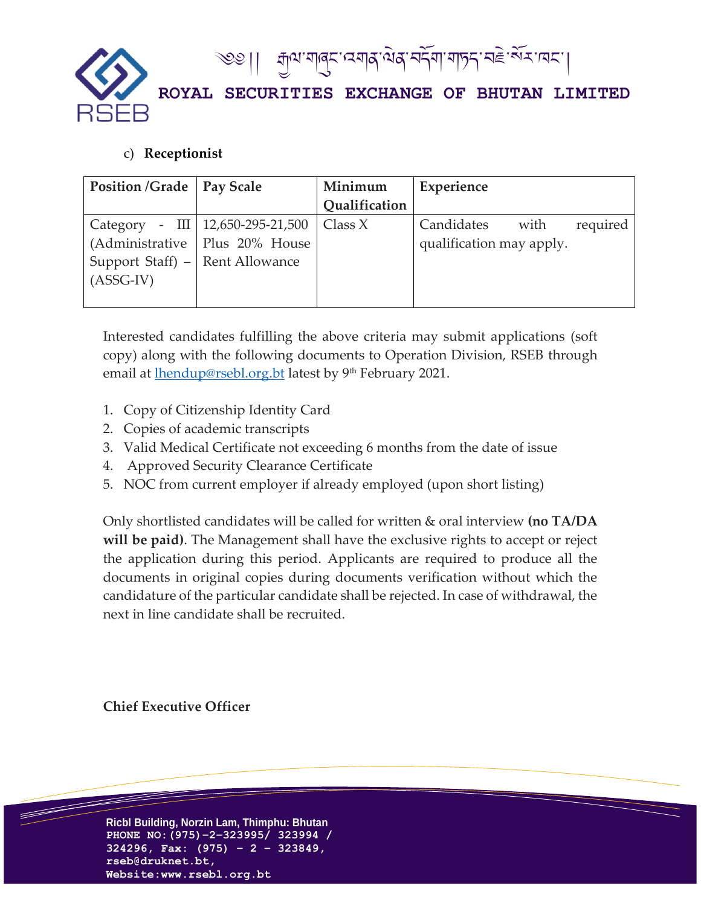c) **Receptionist**

| Position /Grade | Pay Scale | Minimum Qualification | Experience |
|---|---|---|---|
| Category - III (Administrative Support Staff) – (ASSG-IV) | 12,650-295-21,500 Plus 20% House Rent Allowance | Class X | Candidates with required qualification may apply. |

Interested candidates fulfilling the above criteria may submit applications (soft copy) along with the following documents to Operation Division, RSEB through email at lhendup@rsebl.org.bt latest by 9th February 2021.

1. Copy of Citizenship Identity Card
2. Copies of academic transcripts
3. Valid Medical Certificate not exceeding 6 months from the date of issue
4. Approved Security Clearance Certificate
5. NOC from current employer if already employed (upon short listing)

Only shortlisted candidates will be called for written & oral interview **(no TA/DA will be paid)**. The Management shall have the exclusive rights to accept or reject the application during this period. Applicants are required to produce all the documents in original copies during documents verification without which the candidature of the particular candidate shall be rejected. In case of withdrawal, the next in line candidate shall be recruited.

**Chief Executive Officer**